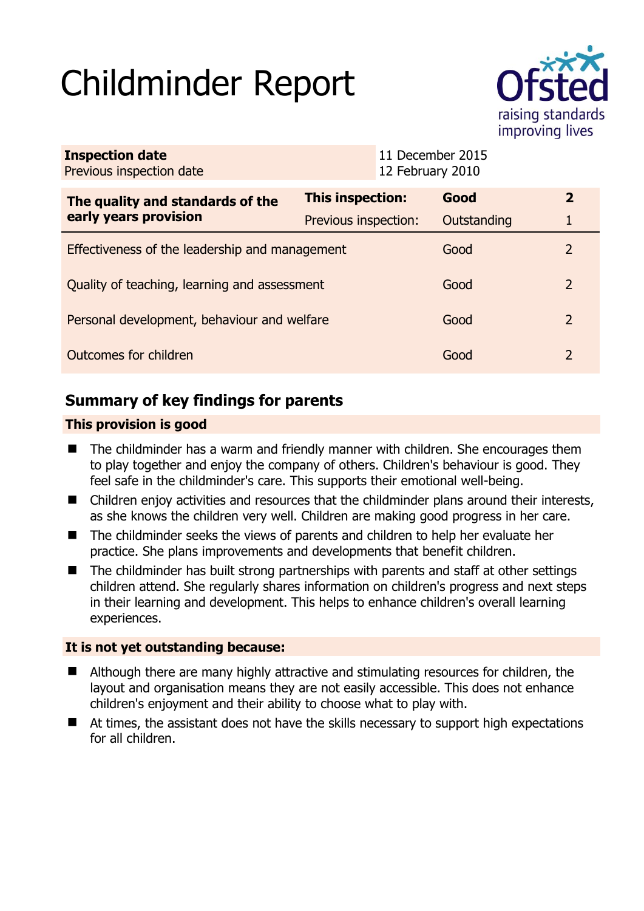# Childminder Report

Ofsted
raising standards
improving lives

| **Inspection date** | 11 December 2015 |
|---|---|
| Previous inspection date | 12 February 2010 |

| **The quality and standards of the early years provision** | **This inspection:** | **Good** | **2** |
|---|---|---|---|
| | Previous inspection: | Outstanding | 1 |
| Effectiveness of the leadership and management | | Good | 2 |
| Quality of teaching, learning and assessment | | Good | 2 |
| Personal development, behaviour and welfare | | Good | 2 |
| Outcomes for children | | Good | 2 |

## Summary of key findings for parents

### This provision is good

- The childminder has a warm and friendly manner with children. She encourages them to play together and enjoy the company of others. Children's behaviour is good. They feel safe in the childminder's care. This supports their emotional well-being.
- Children enjoy activities and resources that the childminder plans around their interests, as she knows the children very well. Children are making good progress in her care.
- The childminder seeks the views of parents and children to help her evaluate her practice. She plans improvements and developments that benefit children.
- The childminder has built strong partnerships with parents and staff at other settings children attend. She regularly shares information on children's progress and next steps in their learning and development. This helps to enhance children's overall learning experiences.

### It is not yet outstanding because:

- Although there are many highly attractive and stimulating resources for children, the layout and organisation means they are not easily accessible. This does not enhance children's enjoyment and their ability to choose what to play with.
- At times, the assistant does not have the skills necessary to support high expectations for all children.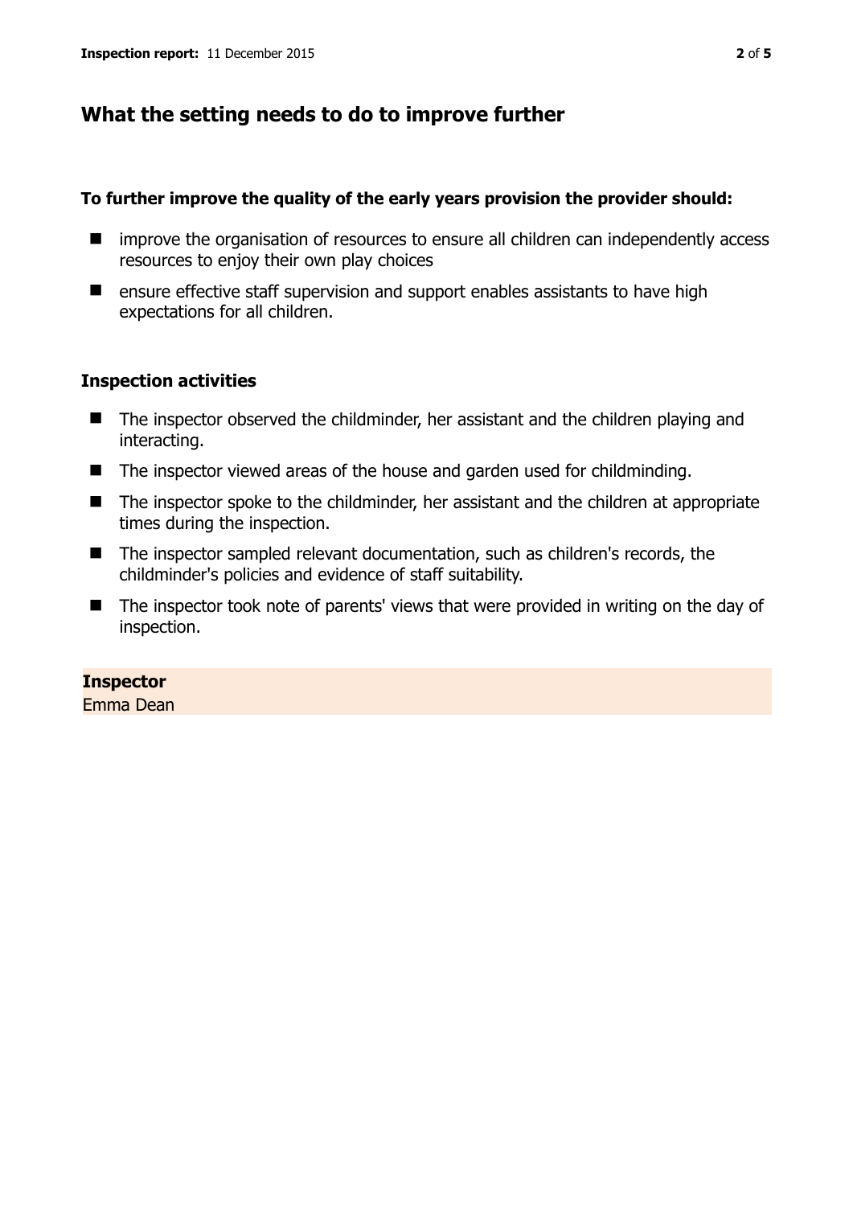## What the setting needs to do to improve further

**To further improve the quality of the early years provision the provider should:**

- improve the organisation of resources to ensure all children can independently access resources to enjoy their own play choices
- ensure effective staff supervision and support enables assistants to have high expectations for all children.

### Inspection activities

- The inspector observed the childminder, her assistant and the children playing and interacting.
- The inspector viewed areas of the house and garden used for childminding.
- The inspector spoke to the childminder, her assistant and the children at appropriate times during the inspection.
- The inspector sampled relevant documentation, such as children's records, the childminder's policies and evidence of staff suitability.
- The inspector took note of parents' views that were provided in writing on the day of inspection.

**Inspector**
Emma Dean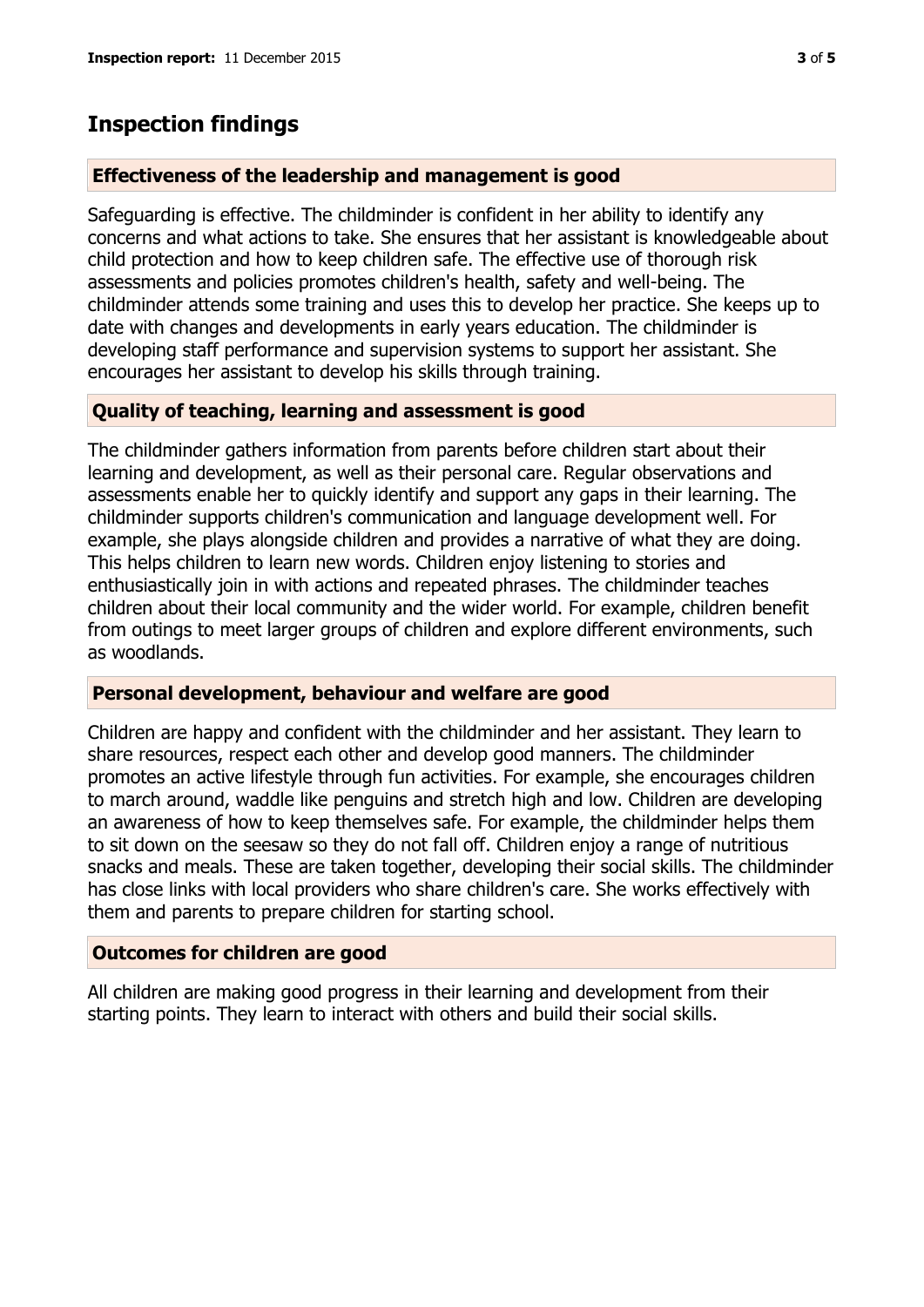## Inspection findings

### Effectiveness of the leadership and management is good

Safeguarding is effective. The childminder is confident in her ability to identify any concerns and what actions to take. She ensures that her assistant is knowledgeable about child protection and how to keep children safe. The effective use of thorough risk assessments and policies promotes children's health, safety and well-being. The childminder attends some training and uses this to develop her practice. She keeps up to date with changes and developments in early years education. The childminder is developing staff performance and supervision systems to support her assistant. She encourages her assistant to develop his skills through training.

### Quality of teaching, learning and assessment is good

The childminder gathers information from parents before children start about their learning and development, as well as their personal care. Regular observations and assessments enable her to quickly identify and support any gaps in their learning. The childminder supports children's communication and language development well. For example, she plays alongside children and provides a narrative of what they are doing. This helps children to learn new words. Children enjoy listening to stories and enthusiastically join in with actions and repeated phrases. The childminder teaches children about their local community and the wider world. For example, children benefit from outings to meet larger groups of children and explore different environments, such as woodlands.

### Personal development, behaviour and welfare are good

Children are happy and confident with the childminder and her assistant. They learn to share resources, respect each other and develop good manners. The childminder promotes an active lifestyle through fun activities. For example, she encourages children to march around, waddle like penguins and stretch high and low. Children are developing an awareness of how to keep themselves safe. For example, the childminder helps them to sit down on the seesaw so they do not fall off. Children enjoy a range of nutritious snacks and meals. These are taken together, developing their social skills. The childminder has close links with local providers who share children's care. She works effectively with them and parents to prepare children for starting school.

### Outcomes for children are good

All children are making good progress in their learning and development from their starting points. They learn to interact with others and build their social skills.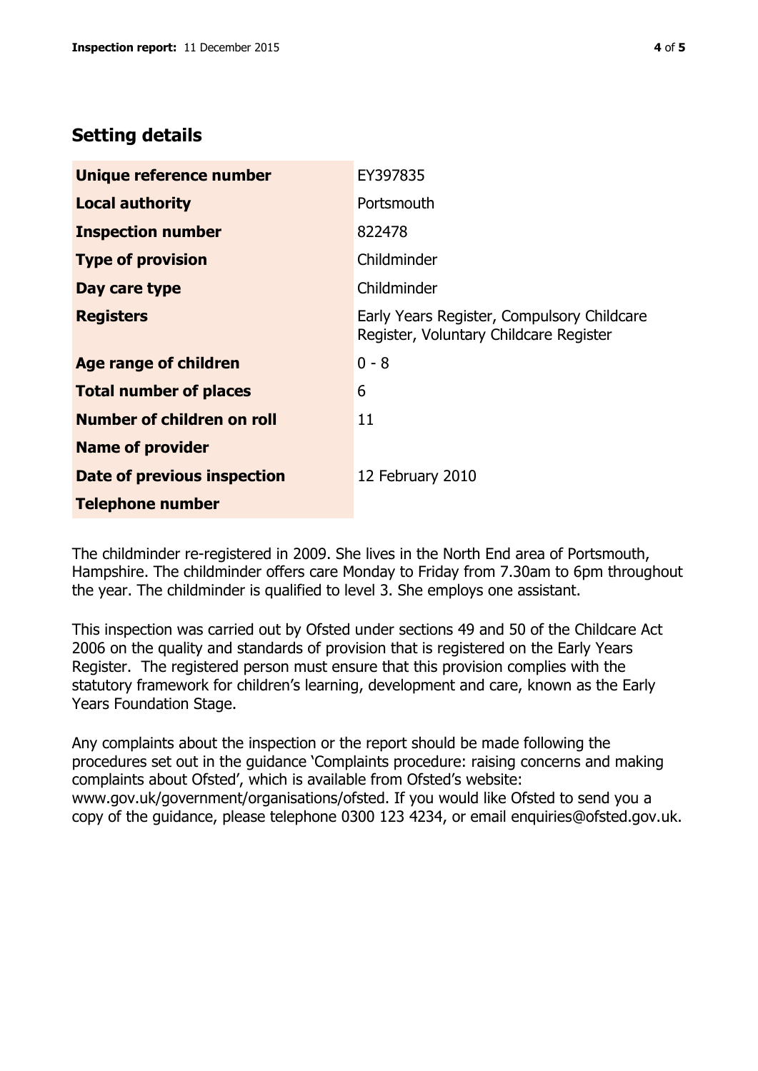## Setting details

| | |
|---|---|
| **Unique reference number** | EY397835 |
| **Local authority** | Portsmouth |
| **Inspection number** | 822478 |
| **Type of provision** | Childminder |
| **Day care type** | Childminder |
| **Registers** | Early Years Register, Compulsory Childcare Register, Voluntary Childcare Register |
| **Age range of children** | 0 - 8 |
| **Total number of places** | 6 |
| **Number of children on roll** | 11 |
| **Name of provider** | |
| **Date of previous inspection** | 12 February 2010 |
| **Telephone number** | |

The childminder re-registered in 2009. She lives in the North End area of Portsmouth, Hampshire. The childminder offers care Monday to Friday from 7.30am to 6pm throughout the year. The childminder is qualified to level 3. She employs one assistant.

This inspection was carried out by Ofsted under sections 49 and 50 of the Childcare Act 2006 on the quality and standards of provision that is registered on the Early Years Register. The registered person must ensure that this provision complies with the statutory framework for children's learning, development and care, known as the Early Years Foundation Stage.

Any complaints about the inspection or the report should be made following the procedures set out in the guidance 'Complaints procedure: raising concerns and making complaints about Ofsted', which is available from Ofsted's website: www.gov.uk/government/organisations/ofsted. If you would like Ofsted to send you a copy of the guidance, please telephone 0300 123 4234, or email enquiries@ofsted.gov.uk.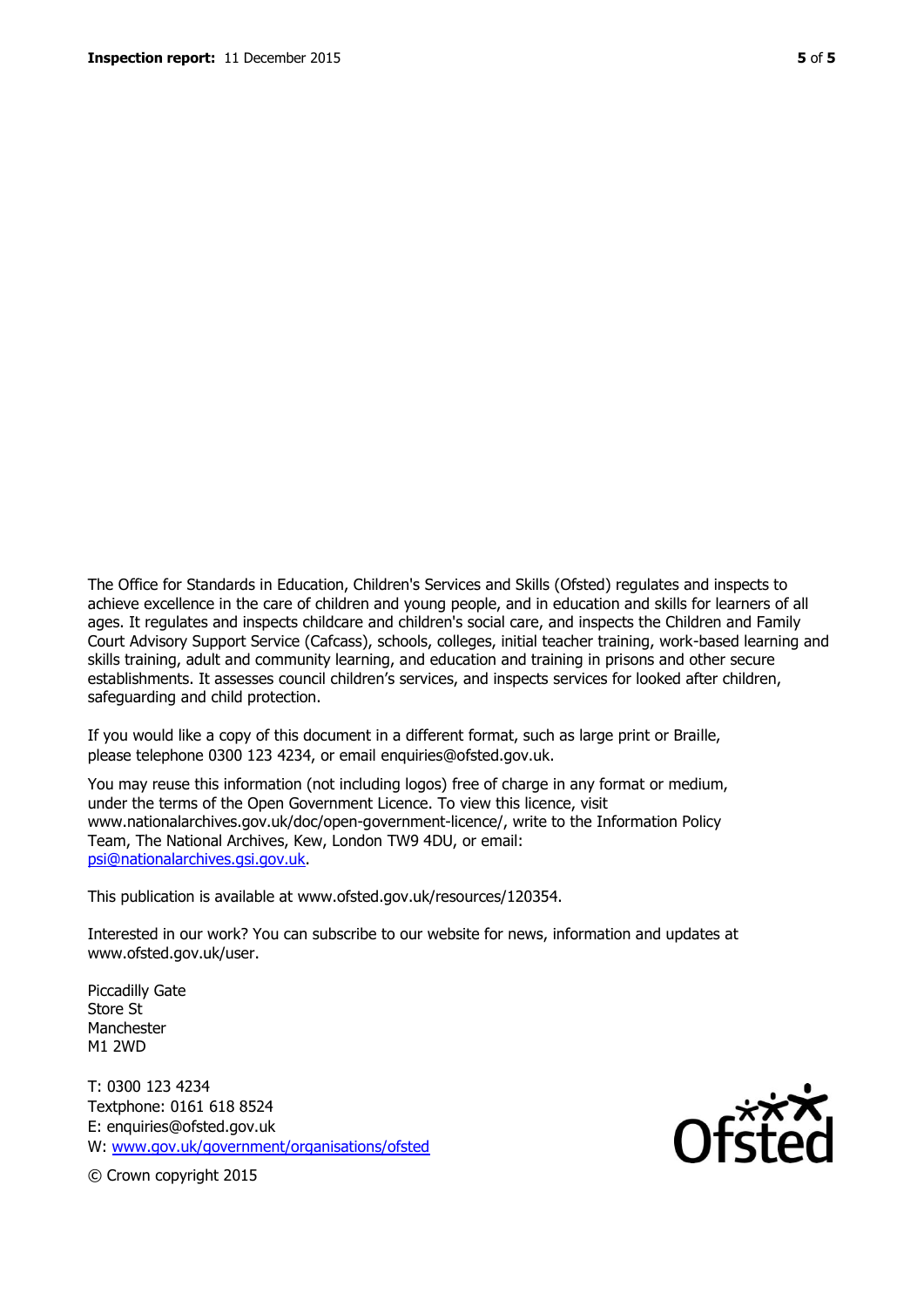The Office for Standards in Education, Children's Services and Skills (Ofsted) regulates and inspects to achieve excellence in the care of children and young people, and in education and skills for learners of all ages. It regulates and inspects childcare and children's social care, and inspects the Children and Family Court Advisory Support Service (Cafcass), schools, colleges, initial teacher training, work-based learning and skills training, adult and community learning, and education and training in prisons and other secure establishments. It assesses council children's services, and inspects services for looked after children, safeguarding and child protection.

If you would like a copy of this document in a different format, such as large print or Braille, please telephone 0300 123 4234, or email enquiries@ofsted.gov.uk.

You may reuse this information (not including logos) free of charge in any format or medium, under the terms of the Open Government Licence. To view this licence, visit www.nationalarchives.gov.uk/doc/open-government-licence/, write to the Information Policy Team, The National Archives, Kew, London TW9 4DU, or email: psi@nationalarchives.gsi.gov.uk.

This publication is available at www.ofsted.gov.uk/resources/120354.

Interested in our work? You can subscribe to our website for news, information and updates at www.ofsted.gov.uk/user.

Piccadilly Gate
Store St
Manchester
M1 2WD

T: 0300 123 4234
Textphone: 0161 618 8524
E: enquiries@ofsted.gov.uk
W: www.gov.uk/government/organisations/ofsted

© Crown copyright 2015

Ofsted